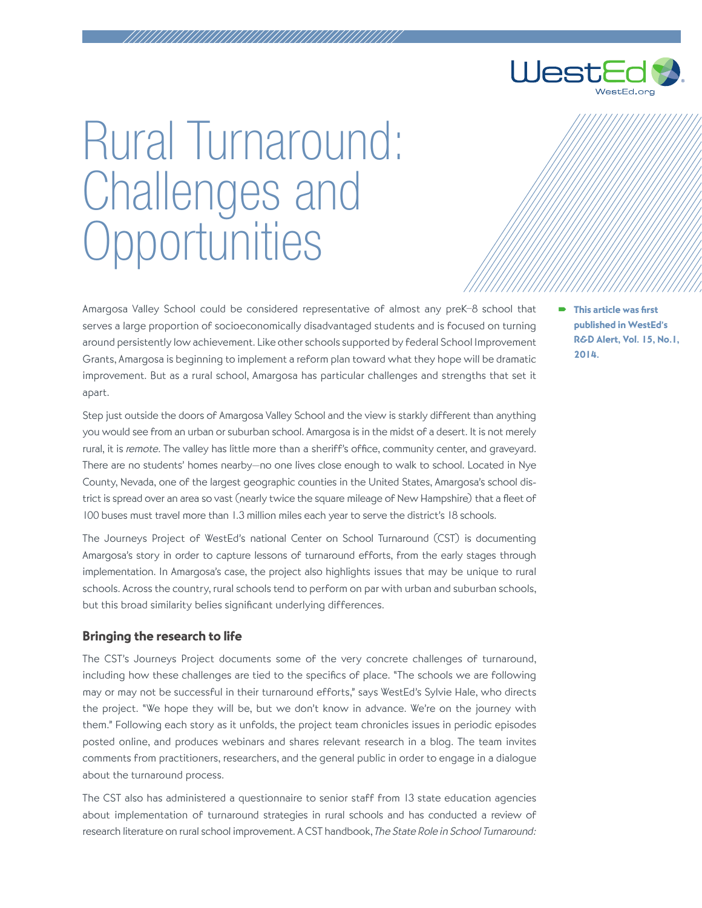# Rural Turnaround: Challenges and Opportunities

**This article was first published in WestEd's R&D Alert, Vol. 15, No.1, 2014.**

Amargosa Valley School could be considered representative of almost any preK–8 school that serves a large proportion of socioeconomically disadvantaged students and is focused on turning around persistently low achievement. Like other schools supported by federal School Improvement Grants, Amargosa is beginning to implement a reform plan toward what they hope will be dramatic improvement. But as a rural school, Amargosa has particular challenges and strengths that set it apart.

Step just outside the doors of Amargosa Valley School and the view is starkly different than anything you would see from an urban or suburban school. Amargosa is in the midst of a desert. It is not merely rural, it is *remote*. The valley has little more than a sheriff's office, community center, and graveyard. There are no students' homes nearby—no one lives close enough to walk to school. Located in Nye County, Nevada, one of the largest geographic counties in the United States, Amargosa's school district is spread over an area so vast (nearly twice the square mileage of New Hampshire) that a fleet of 100 buses must travel more than 1.3 million miles each year to serve the district's 18 schools.

The Journeys Project of WestEd's national Center on School Turnaround (CST) is documenting Amargosa's story in order to capture lessons of turnaround efforts, from the early stages through implementation. In Amargosa's case, the project also highlights issues that may be unique to rural schools. Across the country, rural schools tend to perform on par with urban and suburban schools, but this broad similarity belies significant underlying differences.

## Bringing the research to life

The CST's Journeys Project documents some of the very concrete challenges of turnaround, including how these challenges are tied to the specifics of place. "The schools we are following may or may not be successful in their turnaround efforts," says WestEd's Sylvie Hale, who directs the project. "We hope they will be, but we don't know in advance. We're on the journey with them." Following each story as it unfolds, the project team chronicles issues in periodic episodes posted online, and produces webinars and shares relevant research in a blog. The team invites comments from practitioners, researchers, and the general public in order to engage in a dialogue about the turnaround process.

The CST also has administered a questionnaire to senior staff from 13 state education agencies about implementation of turnaround strategies in rural schools and has conducted a review of research literature on rural school improvement. A CST handbook, *The State Role in School Turnaround:*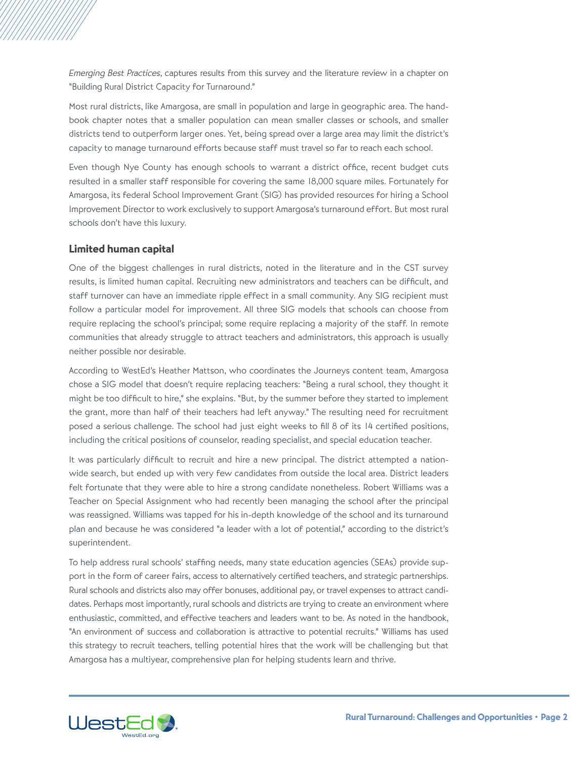*Emerging Best Practices,* captures results from this survey and the literature review in a chapter on "Building Rural District Capacity for Turnaround."

Most rural districts, like Amargosa, are small in population and large in geographic area. The handbook chapter notes that a smaller population can mean smaller classes or schools, and smaller districts tend to outperform larger ones. Yet, being spread over a large area may limit the district's capacity to manage turnaround efforts because staff must travel so far to reach each school.

Even though Nye County has enough schools to warrant a district office, recent budget cuts resulted in a smaller staff responsible for covering the same 18,000 square miles. Fortunately for Amargosa, its federal School Improvement Grant (SIG) has provided resources for hiring a School Improvement Director to work exclusively to support Amargosa's turnaround effort. But most rural schools don't have this luxury.

### Limited human capital

One of the biggest challenges in rural districts, noted in the literature and in the CST survey results, is limited human capital. Recruiting new administrators and teachers can be difficult, and staff turnover can have an immediate ripple effect in a small community. Any SIG recipient must follow a particular model for improvement. All three SIG models that schools can choose from require replacing the school's principal; some require replacing a majority of the staff. In remote communities that already struggle to attract teachers and administrators, this approach is usually neither possible nor desirable.

According to WestEd's Heather Mattson, who coordinates the Journeys content team, Amargosa chose a SIG model that doesn't require replacing teachers: "Being a rural school, they thought it might be too difficult to hire," she explains. "But, by the summer before they started to implement the grant, more than half of their teachers had left anyway." The resulting need for recruitment posed a serious challenge. The school had just eight weeks to fill 8 of its 14 certified positions, including the critical positions of counselor, reading specialist, and special education teacher.

It was particularly difficult to recruit and hire a new principal. The district attempted a nationwide search, but ended up with very few candidates from outside the local area. District leaders felt fortunate that they were able to hire a strong candidate nonetheless. Robert Williams was a Teacher on Special Assignment who had recently been managing the school after the principal was reassigned. Williams was tapped for his in-depth knowledge of the school and its turnaround plan and because he was considered "a leader with a lot of potential," according to the district's superintendent.

To help address rural schools' staffing needs, many state education agencies (SEAs) provide support in the form of career fairs, access to alternatively certified teachers, and strategic partnerships. Rural schools and districts also may offer bonuses, additional pay, or travel expenses to attract candidates. Perhaps most importantly, rural schools and districts are trying to create an environment where enthusiastic, committed, and effective teachers and leaders want to be. As noted in the handbook, "An environment of success and collaboration is attractive to potential recruits." Williams has used this strategy to recruit teachers, telling potential hires that the work will be challenging but that Amargosa has a multiyear, comprehensive plan for helping students learn and thrive.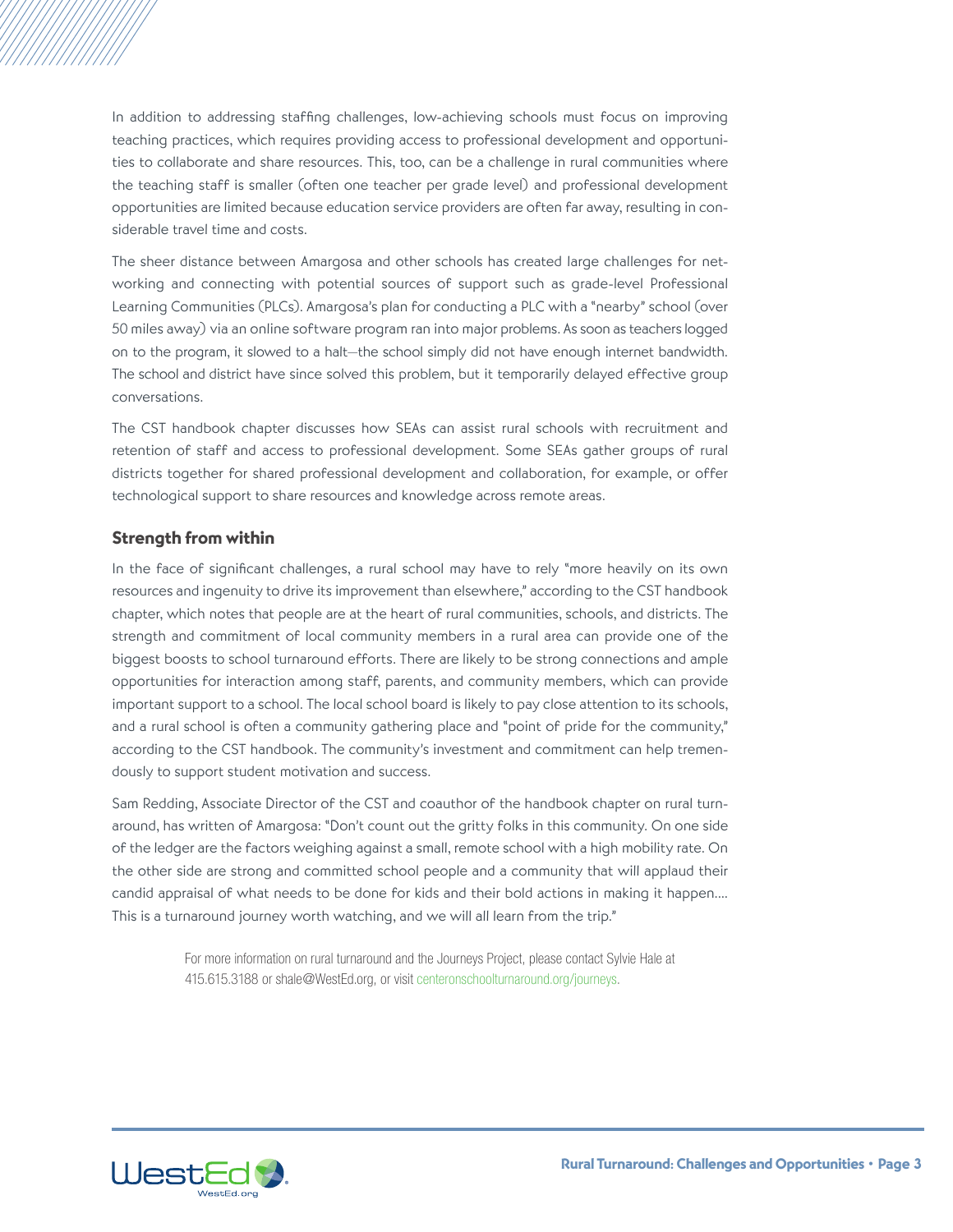In addition to addressing staffing challenges, low-achieving schools must focus on improving teaching practices, which requires providing access to professional development and opportunities to collaborate and share resources. This, too, can be a challenge in rural communities where the teaching staff is smaller (often one teacher per grade level) and professional development opportunities are limited because education service providers are often far away, resulting in considerable travel time and costs.

The sheer distance between Amargosa and other schools has created large challenges for networking and connecting with potential sources of support such as grade-level Professional Learning Communities (PLCs). Amargosa's plan for conducting a PLC with a "nearby" school (over 50 miles away) via an online software program ran into major problems. As soon as teachers logged on to the program, it slowed to a halt—the school simply did not have enough internet bandwidth. The school and district have since solved this problem, but it temporarily delayed effective group conversations.

The CST handbook chapter discusses how SEAs can assist rural schools with recruitment and retention of staff and access to professional development. Some SEAs gather groups of rural districts together for shared professional development and collaboration, for example, or offer technological support to share resources and knowledge across remote areas.

### Strength from within

In the face of significant challenges, a rural school may have to rely "more heavily on its own resources and ingenuity to drive its improvement than elsewhere," according to the CST handbook chapter, which notes that people are at the heart of rural communities, schools, and districts. The strength and commitment of local community members in a rural area can provide one of the biggest boosts to school turnaround efforts. There are likely to be strong connections and ample opportunities for interaction among staff, parents, and community members, which can provide important support to a school. The local school board is likely to pay close attention to its schools, and a rural school is often a community gathering place and "point of pride for the community," according to the CST handbook. The community's investment and commitment can help tremendously to support student motivation and success.

Sam Redding, Associate Director of the CST and coauthor of the handbook chapter on rural turnaround, has written of Amargosa: "Don't count out the gritty folks in this community. On one side of the ledger are the factors weighing against a small, remote school with a high mobility rate. On the other side are strong and committed school people and a community that will applaud their candid appraisal of what needs to be done for kids and their bold actions in making it happen.... This is a turnaround journey worth watching, and we will all learn from the trip."

For more information on rural turnaround and the Journeys Project, please contact Sylvie Hale at 415.615.3188 or shale@WestEd.org, or visit centeronschoolturnaround.org/journeys.